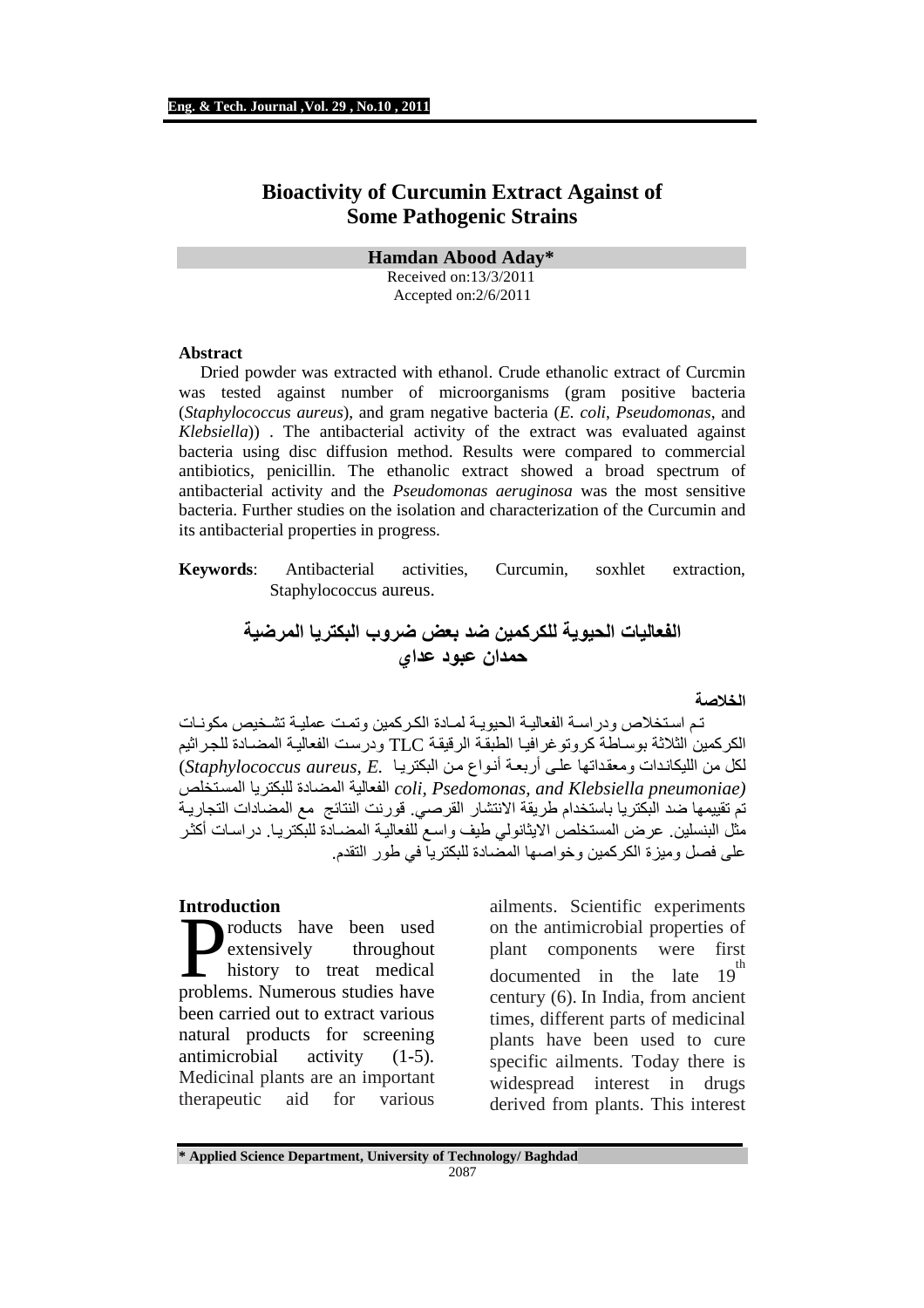# Bioactivity of Curcumin Extract Against of Some Pathogenic Strains

**Hamdan Abood Aday***

Received on:13/3/2011
Accepted on:2/6/2011

## Abstract

Dried powder was extracted with ethanol. Crude ethanolic extract of Curcmin was tested against number of microorganisms (gram positive bacteria (*Staphylococcus aureus*), and gram negative bacteria (*E. coli*, *Pseudomonas*, and *Klebsiella*)) . The antibacterial activity of the extract was evaluated against bacteria using disc diffusion method. Results were compared to commercial antibiotics, penicillin. The ethanolic extract showed a broad spectrum of antibacterial activity and the *Pseudomonas aeruginosa* was the most sensitive bacteria. Further studies on the isolation and characterization of the Curcumin and its antibacterial properties in progress.

**Keywords**: Antibacterial activities, Curcumin, soxhlet extraction, Staphylococcus aureus.

## الفعاليات الحيوية للكركمين ضد بعض ضروب البكتريا المرضية

**حمدان عبود عداي**

### الخلاصة

تم استخلاص ودراسة الفعالية الحيوية لمادة الكركمين وتمت عملية تشخيص مكونات الكركمين الثلاثة بوساطة كروتوغرافيا الطبقة الرقيقة TLC ودرست الفعالية المضادة للجراثيم لكل من الليكاندات ومعقداتها على أربعة أنواع من البكتريا .*Staphylococcus aureus, E*) *coli, Psedomonas, and Klebsiella pneumoniae)* الفعالية المضادة للبكتريا المستخلص تم تقييمها ضد البكتريا باستخدام طريقة الانتشار القرصي. قورنت النتائج مع المضادات التجارية مثل البنسلين. عرض المستخلص الايثانولي طيف واسع للفعالية المضادة للبكتريا. دراسات أكثر على فصل وميزة الكركمين وخواصها المضادة للبكتريا في طور التقدم.

## Introduction

Products have been used extensively throughout history to treat medical problems. Numerous studies have been carried out to extract various natural products for screening antimicrobial activity (1-5). Medicinal plants are an important therapeutic aid for various ailments. Scientific experiments on the antimicrobial properties of plant components were first documented in the late 19th century (6). In India, from ancient times, different parts of medicinal plants have been used to cure specific ailments. Today there is widespread interest in drugs derived from plants. This interest

* Applied Science Department, University of Technology/ Baghdad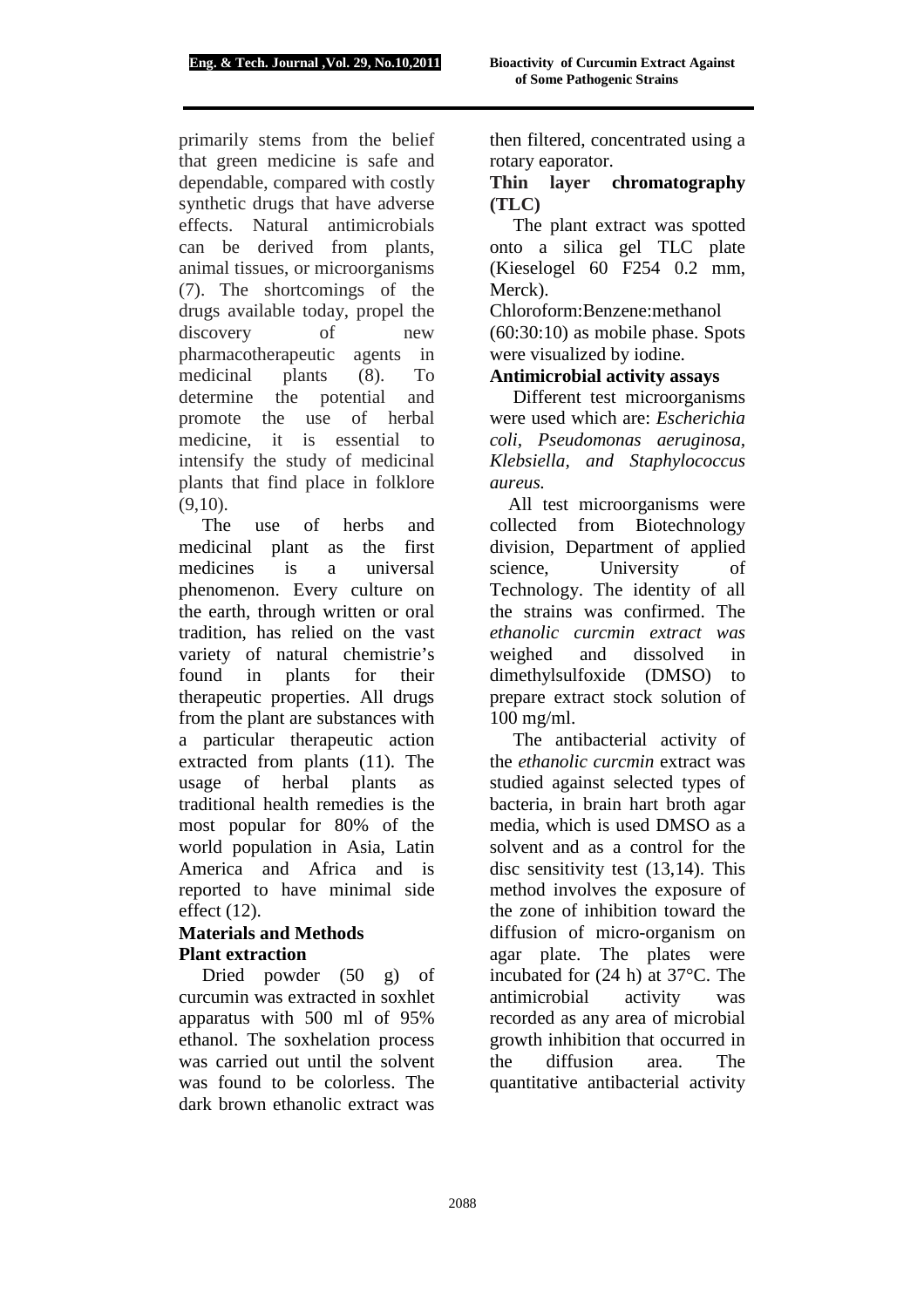primarily stems from the belief that green medicine is safe and dependable, compared with costly synthetic drugs that have adverse effects. Natural antimicrobials can be derived from plants, animal tissues, or microorganisms (7). The shortcomings of the drugs available today, propel the discovery of new pharmacotherapeutic agents in medicinal plants (8). To determine the potential and promote the use of herbal medicine, it is essential to intensify the study of medicinal plants that find place in folklore (9,10).

The use of herbs and medicinal plant as the first medicines is a universal phenomenon. Every culture on the earth, through written or oral tradition, has relied on the vast variety of natural chemistrie's found in plants for their therapeutic properties. All drugs from the plant are substances with a particular therapeutic action extracted from plants (11). The usage of herbal plants as traditional health remedies is the most popular for 80% of the world population in Asia, Latin America and Africa and is reported to have minimal side effect (12).

## Materials and Methods

### Plant extraction

Dried powder (50 g) of curcumin was extracted in soxhlet apparatus with 500 ml of 95% ethanol. The soxhelation process was carried out until the solvent was found to be colorless. The dark brown ethanolic extract was then filtered, concentrated using a rotary eaporator.

### Thin layer chromatography (TLC)

The plant extract was spotted onto a silica gel TLC plate (Kieselogel 60 F254 0.2 mm, Merck).
Chloroform:Benzene:methanol (60:30:10) as mobile phase. Spots were visualized by iodine.

### Antimicrobial activity assays

Different test microorganisms were used which are: *Escherichia coli*, *Pseudomonas aeruginosa, Klebsiella, and Staphylococcus aureus.*

All test microorganisms were collected from Biotechnology division, Department of applied science, University of Technology. The identity of all the strains was confirmed. The *ethanolic curcmin extract was* weighed and dissolved in dimethylsulfoxide (DMSO) to prepare extract stock solution of 100 mg/ml.

The antibacterial activity of the *ethanolic curcmin* extract was studied against selected types of bacteria, in brain hart broth agar media, which is used DMSO as a solvent and as a control for the disc sensitivity test (13,14). This method involves the exposure of the zone of inhibition toward the diffusion of micro-organism on agar plate. The plates were incubated for (24 h) at 37°C. The antimicrobial activity was recorded as any area of microbial growth inhibition that occurred in the diffusion area. The quantitative antibacterial activity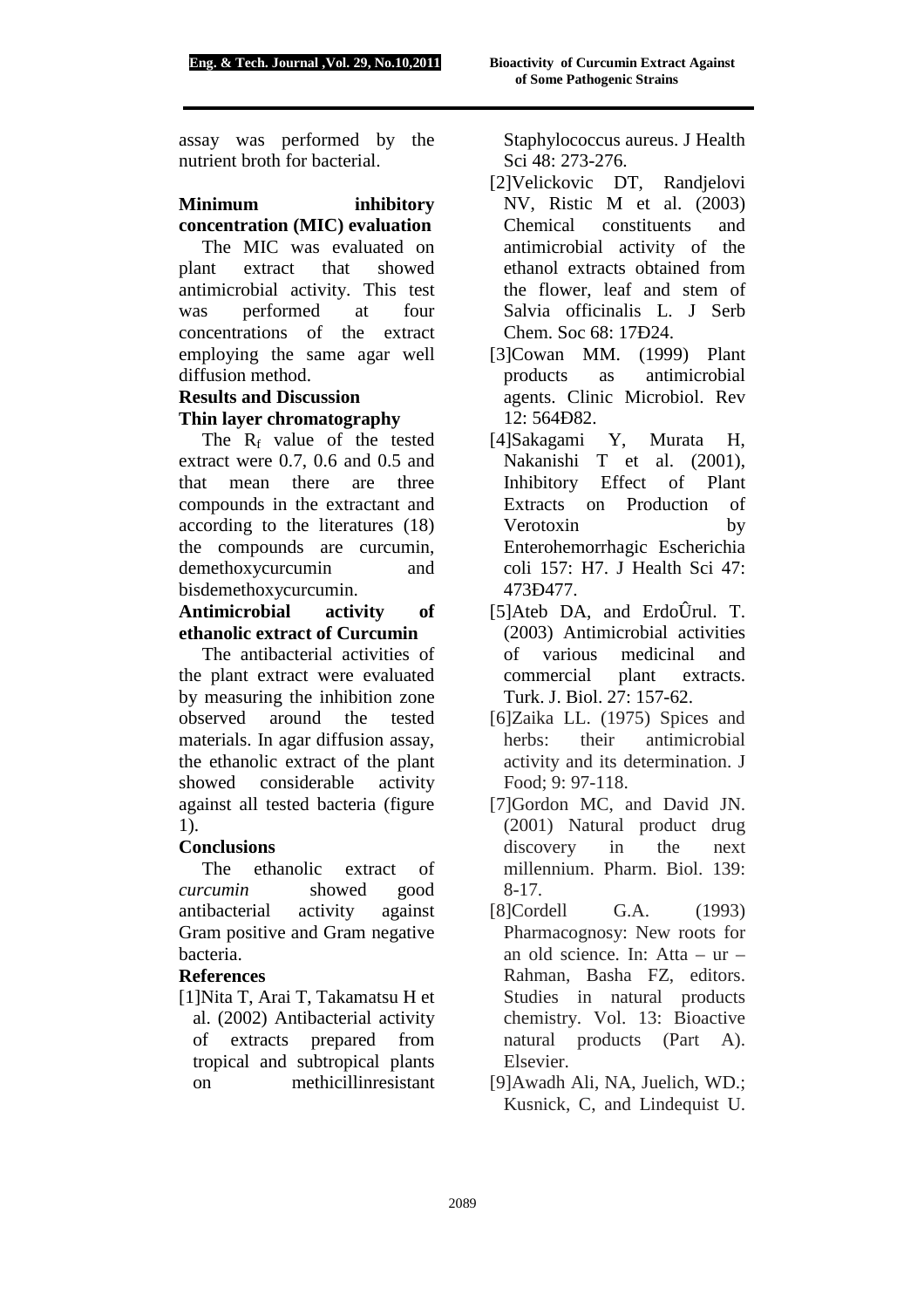assay was performed by the nutrient broth for bacterial.

### Minimum inhibitory concentration (MIC) evaluation

The MIC was evaluated on plant extract that showed antimicrobial activity. This test was performed at four concentrations of the extract employing the same agar well diffusion method.

## Results and Discussion

### Thin layer chromatography

The $R_f$ value of the tested extract were 0.7, 0.6 and 0.5 and that mean there are three compounds in the extractant and according to the literatures (18) the compounds are curcumin, demethoxycurcumin and bisdemethoxycurcumin.

### Antimicrobial activity of ethanolic extract of Curcumin

The antibacterial activities of the plant extract were evaluated by measuring the inhibition zone observed around the tested materials. In agar diffusion assay, the ethanolic extract of the plant showed considerable activity against all tested bacteria (figure 1).

## Conclusions

The ethanolic extract of *curcumin* showed good antibacterial activity against Gram positive and Gram negative bacteria.

## References

[1]Nita T, Arai T, Takamatsu H et al. (2002) Antibacterial activity of extracts prepared from tropical and subtropical plants on methicillinresistant Staphylococcus aureus. J Health Sci 48: 273-276.

[2]Velickovic DT, Randjelovi NV, Ristic M et al. (2003) Chemical constituents and antimicrobial activity of the ethanol extracts obtained from the flower, leaf and stem of Salvia officinalis L. J Serb Chem. Soc 68: 17Ð24.

[3]Cowan MM. (1999) Plant products as antimicrobial agents. Clinic Microbiol. Rev 12: 564Ð82.

[4]Sakagami Y, Murata H, Nakanishi T et al. (2001), Inhibitory Effect of Plant Extracts on Production of Verotoxin by Enterohemorrhagic Escherichia coli 157: H7. J Health Sci 47: 473Ð477.

[5]Ateb DA, and ErdoÛrul. T. (2003) Antimicrobial activities of various medicinal and commercial plant extracts. Turk. J. Biol. 27: 157-62.

[6]Zaika LL. (1975) Spices and herbs: their antimicrobial activity and its determination. J Food; 9: 97-118.

[7]Gordon MC, and David JN. (2001) Natural product drug discovery in the next millennium. Pharm. Biol. 139: 8-17.

[8]Cordell G.A. (1993) Pharmacognosy: New roots for an old science. In: Atta – ur – Rahman, Basha FZ, editors. Studies in natural products chemistry. Vol. 13: Bioactive natural products (Part A). Elsevier.

[9]Awadh Ali, NA, Juelich, WD.; Kusnick, C, and Lindequist U.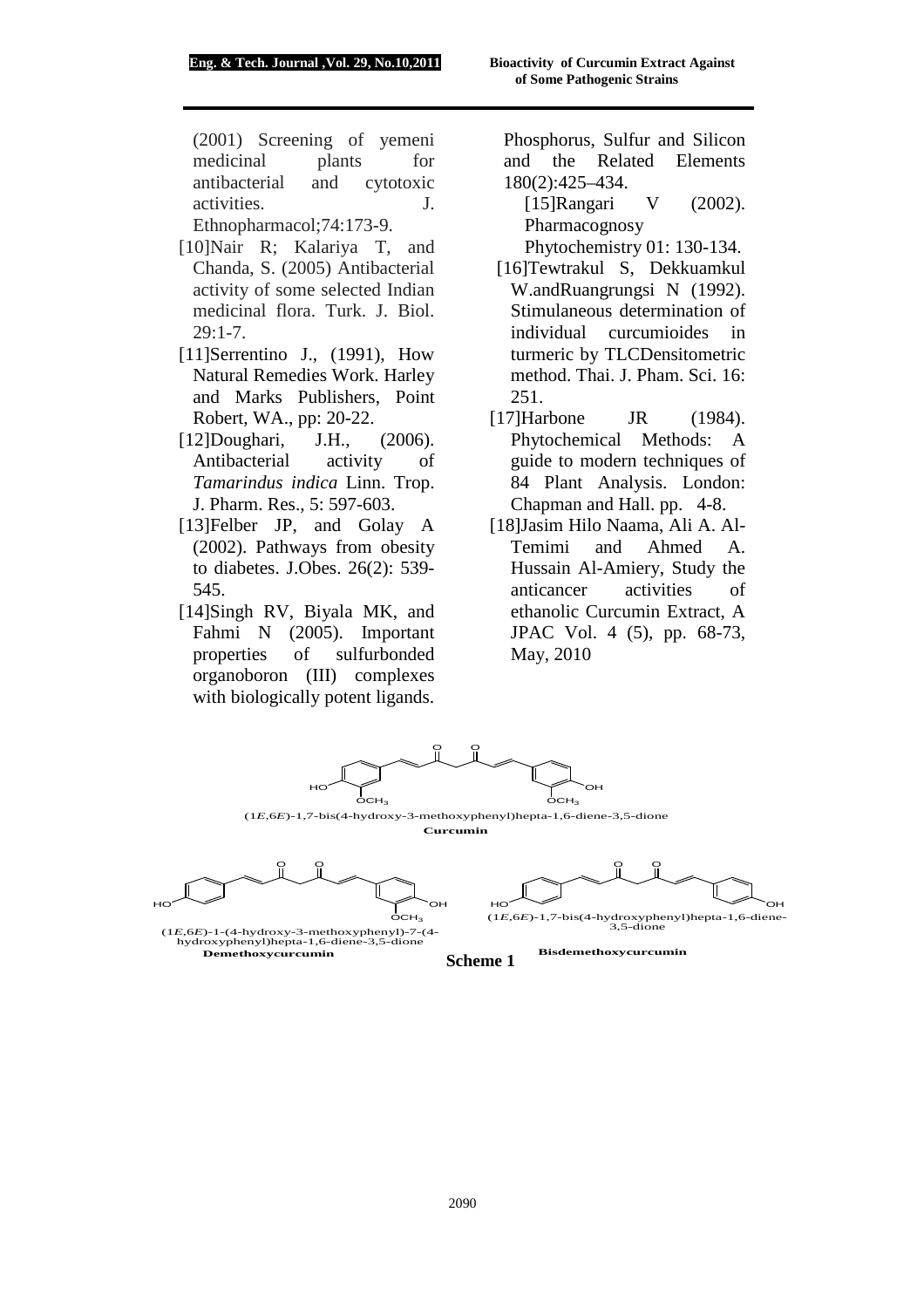(2001) Screening of yemeni medicinal plants for antibacterial and cytotoxic activities. J. Ethnopharmacol;74:173-9.

[10]Nair R; Kalariya T, and Chanda, S. (2005) Antibacterial activity of some selected Indian medicinal flora. Turk. J. Biol. 29:1-7.

[11]Serrentino J., (1991), How Natural Remedies Work. Harley and Marks Publishers, Point Robert, WA., pp: 20-22.

[12]Doughari, J.H., (2006). Antibacterial activity of *Tamarindus indica* Linn. Trop. J. Pharm. Res., 5: 597-603.

[13]Felber JP, and Golay A (2002). Pathways from obesity to diabetes. J.Obes. 26(2): 539-545.

[14]Singh RV, Biyala MK, and Fahmi N (2005). Important properties of sulfurbonded organoboron (III) complexes with biologically potent ligands. Phosphorus, Sulfur and Silicon and the Related Elements 180(2):425–434.

[15]Rangari V (2002). Pharmacognosy Phytochemistry 01: 130-134.

[16]Tewtrakul S, Dekkuamkul W.andRuangrungsi N (1992). Stimulaneous determination of individual curcumioides in turmeric by TLCDensitometric method. Thai. J. Pham. Sci. 16: 251.

[17]Harbone JR (1984). Phytochemical Methods: A guide to modern techniques of 84 Plant Analysis. London: Chapman and Hall. pp. 4-8.

[18]Jasim Hilo Naama, Ali A. Al-Temimi and Ahmed A. Hussain Al-Amiery, Study the anticancer activities of ethanolic Curcumin Extract, A JPAC Vol. 4 (5), pp. 68-73, May, 2010

(1*E*,6*E*)-1,7-bis(4-hydroxy-3-methoxyphenyl)hepta-1,6-diene-3,5-dione
**Curcumin**

(1*E*,6*E*)-1-(4-hydroxy-3-methoxyphenyl)-7-(4-hydroxyphenyl)hepta-1,6-diene-3,5-dione
**Demethoxycurcumin**

(1*E*,6*E*)-1,7-bis(4-hydroxyphenyl)hepta-1,6-diene-3,5-dione
**Bisdemethoxycurcumin**

**Scheme 1**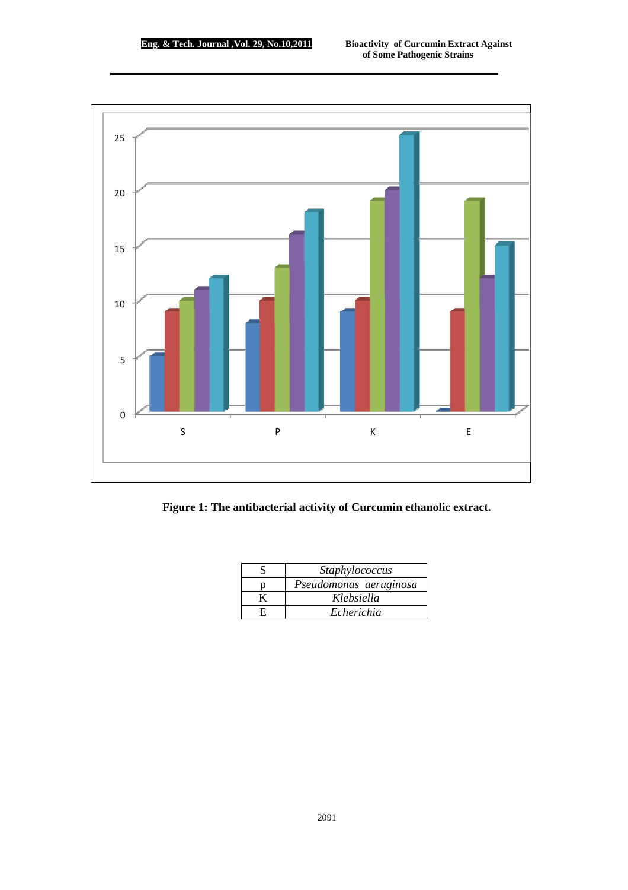Figure 1: The antibacterial activity of Curcumin ethanolic extract.

| S | *Staphylococcus* |
|---|---|
| p | *Pseudomonas aeruginosa* |
| K | *Klebsiella* |
| E | *Echerichia* |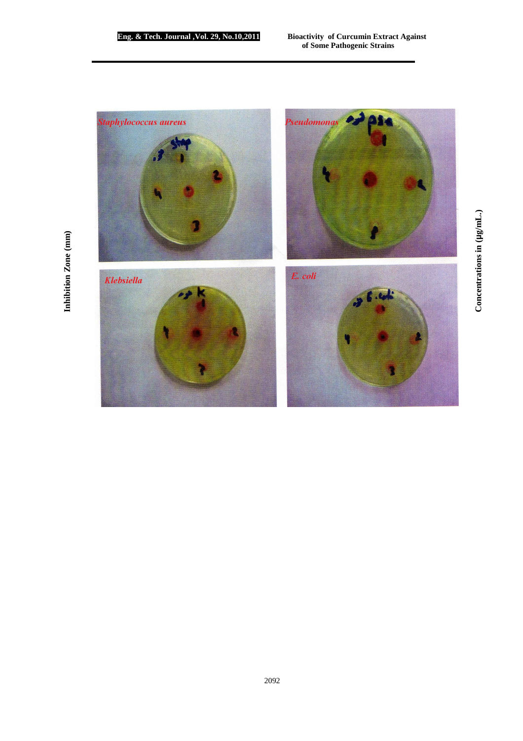Staphylococcus aureus

Pseudomonas

Klebsiella

E. coli

Inhibition Zone (mm)

Concentrations in (μg/mL.)